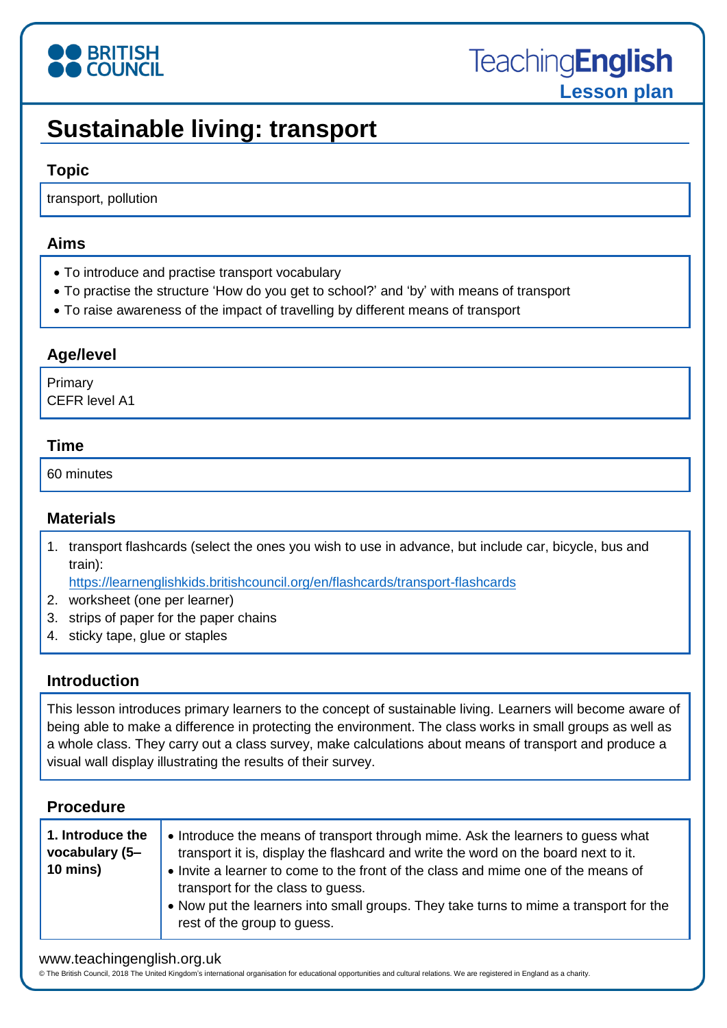BRITISH COUNCIL

TeachingEnglish
Lesson plan

# Sustainable living: transport

## Topic

transport, pollution

## Aims

- To introduce and practise transport vocabulary
- To practise the structure 'How do you get to school?' and 'by' with means of transport
- To raise awareness of the impact of travelling by different means of transport

## Age/level

Primary
CEFR level A1

## Time

60 minutes

## Materials

1. transport flashcards (select the ones you wish to use in advance, but include car, bicycle, bus and train): https://learnenglishkids.britishcouncil.org/en/flashcards/transport-flashcards
2. worksheet (one per learner)
3. strips of paper for the paper chains
4. sticky tape, glue or staples

## Introduction

This lesson introduces primary learners to the concept of sustainable living. Learners will become aware of being able to make a difference in protecting the environment. The class works in small groups as well as a whole class. They carry out a class survey, make calculations about means of transport and produce a visual wall display illustrating the results of their survey.

## Procedure

| | |
|---|---|
| **1. Introduce the vocabulary (5–10 mins)** | • Introduce the means of transport through mime. Ask the learners to guess what transport it is, display the flashcard and write the word on the board next to it.<br>• Invite a learner to come to the front of the class and mime one of the means of transport for the class to guess.<br>• Now put the learners into small groups. They take turns to mime a transport for the rest of the group to guess. |

www.teachingenglish.org.uk
© The British Council, 2018 The United Kingdom's international organisation for educational opportunities and cultural relations. We are registered in England as a charity.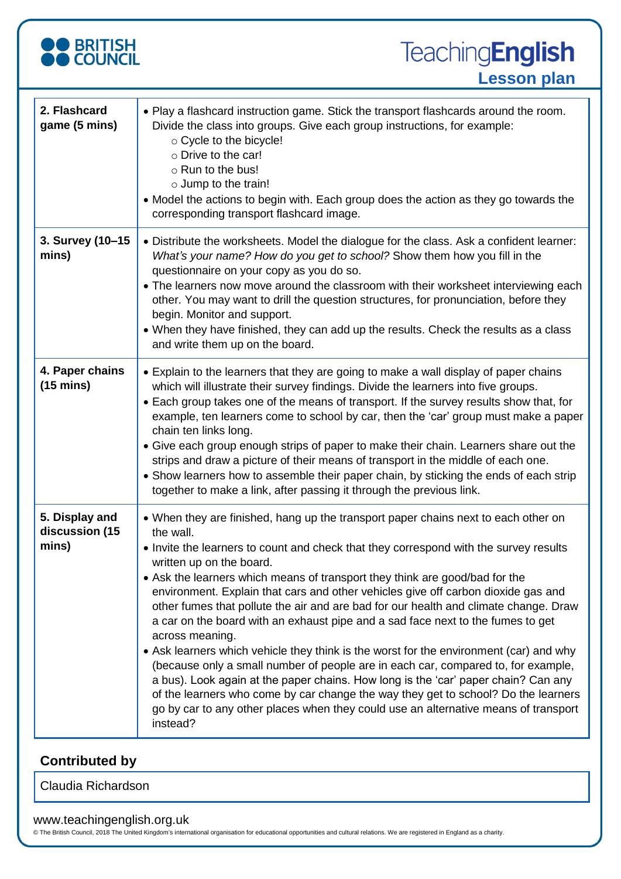| | |
|---|---|
| **2. Flashcard game (5 mins)** | • Play a flashcard instruction game. Stick the transport flashcards around the room. Divide the class into groups. Give each group instructions, for example:<br>○ Cycle to the bicycle!<br>○ Drive to the car!<br>○ Run to the bus!<br>○ Jump to the train!<br>• Model the actions to begin with. Each group does the action as they go towards the corresponding transport flashcard image. |
| **3. Survey (10–15 mins)** | • Distribute the worksheets. Model the dialogue for the class. Ask a confident learner: *What's your name? How do you get to school?* Show them how you fill in the questionnaire on your copy as you do so.<br>• The learners now move around the classroom with their worksheet interviewing each other. You may want to drill the question structures, for pronunciation, before they begin. Monitor and support.<br>• When they have finished, they can add up the results. Check the results as a class and write them up on the board. |
| **4. Paper chains (15 mins)** | • Explain to the learners that they are going to make a wall display of paper chains which will illustrate their survey findings. Divide the learners into five groups.<br>• Each group takes one of the means of transport. If the survey results show that, for example, ten learners come to school by car, then the 'car' group must make a paper chain ten links long.<br>• Give each group enough strips of paper to make their chain. Learners share out the strips and draw a picture of their means of transport in the middle of each one.<br>• Show learners how to assemble their paper chain, by sticking the ends of each strip together to make a link, after passing it through the previous link. |
| **5. Display and discussion (15 mins)** | • When they are finished, hang up the transport paper chains next to each other on the wall.<br>• Invite the learners to count and check that they correspond with the survey results written up on the board.<br>• Ask the learners which means of transport they think are good/bad for the environment. Explain that cars and other vehicles give off carbon dioxide gas and other fumes that pollute the air and are bad for our health and climate change. Draw a car on the board with an exhaust pipe and a sad face next to the fumes to get across meaning.<br>• Ask learners which vehicle they think is the worst for the environment (car) and why (because only a small number of people are in each car, compared to, for example, a bus). Look again at the paper chains. How long is the 'car' paper chain? Can any of the learners who come by car change the way they get to school? Do the learners go by car to any other places when they could use an alternative means of transport instead? |

## Contributed by

Claudia Richardson